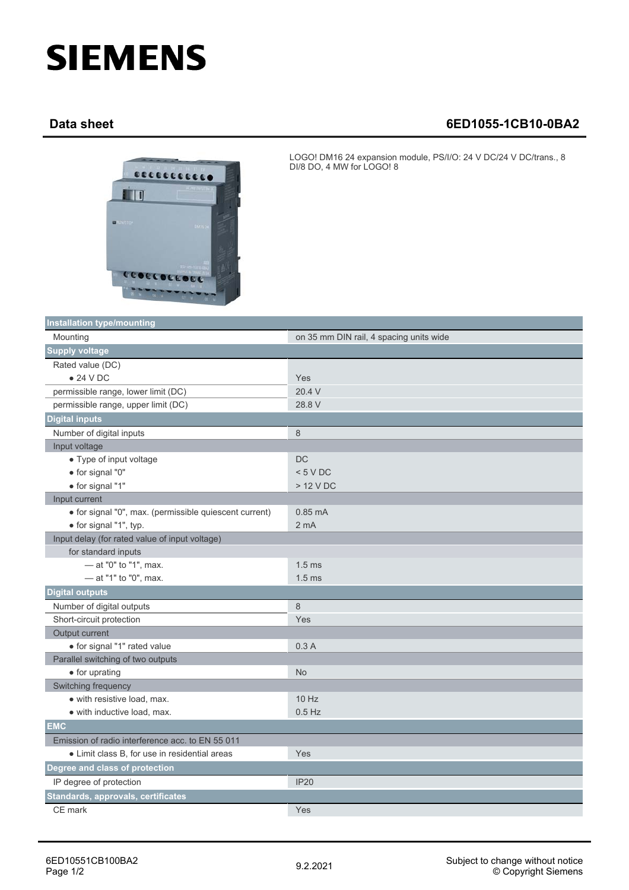# SIEMENS

## Data sheet 6ED1055-1CB10-0BA2

LOGO! DM16 24 expansion module, PS/I/O: 24 V DC/24 V DC/trans., 8 DI/8 DO, 4 MW for LOGO! 8

| | |
|---|---|
| **Installation type/mounting** | |
| Mounting | on 35 mm DIN rail, 4 spacing units wide |
| **Supply voltage** | |
| Rated value (DC) | |
| • 24 V DC | Yes |
| permissible range, lower limit (DC) | 20.4 V |
| permissible range, upper limit (DC) | 28.8 V |
| **Digital inputs** | |
| Number of digital inputs | 8 |
| Input voltage | |
| • Type of input voltage | DC |
| • for signal "0" | < 5 V DC |
| • for signal "1" | > 12 V DC |
| Input current | |
| • for signal "0", max. (permissible quiescent current) | 0.85 mA |
| • for signal "1", typ. | 2 mA |
| Input delay (for rated value of input voltage) | |
| for standard inputs | |
| — at "0" to "1", max. | 1.5 ms |
| — at "1" to "0", max. | 1.5 ms |
| **Digital outputs** | |
| Number of digital outputs | 8 |
| Short-circuit protection | Yes |
| Output current | |
| • for signal "1" rated value | 0.3 A |
| Parallel switching of two outputs | |
| • for uprating | No |
| Switching frequency | |
| • with resistive load, max. | 10 Hz |
| • with inductive load, max. | 0.5 Hz |
| **EMC** | |
| Emission of radio interference acc. to EN 55 011 | |
| • Limit class B, for use in residential areas | Yes |
| **Degree and class of protection** | |
| IP degree of protection | IP20 |
| **Standards, approvals, certificates** | |
| CE mark | Yes |

6ED10551CB100BA2

9.2.2021

Subject to change without notice
© Copyright Siemens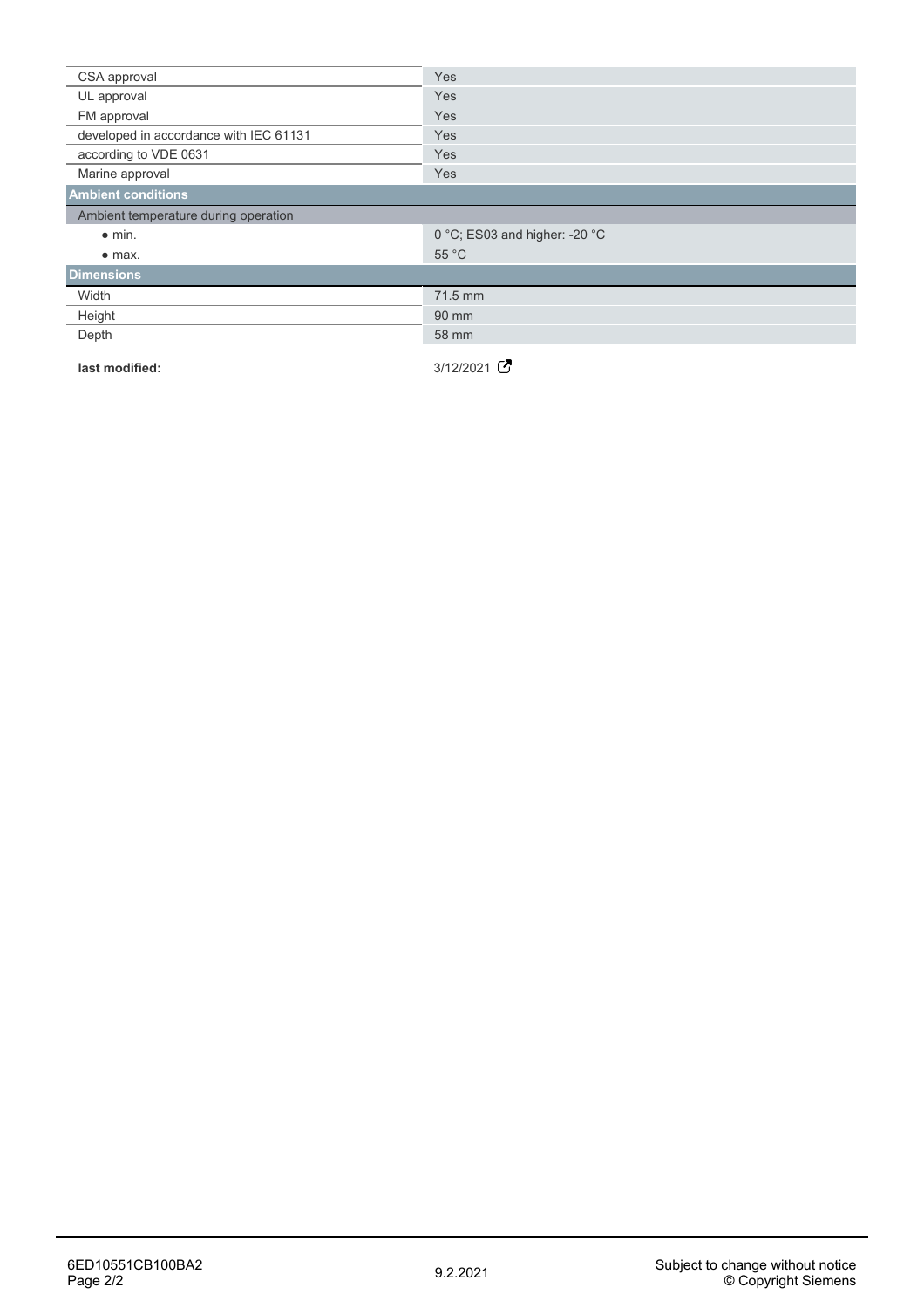| | |
|---|---|
| CSA approval | Yes |
| UL approval | Yes |
| FM approval | Yes |
| developed in accordance with IEC 61131 | Yes |
| according to VDE 0631 | Yes |
| Marine approval | Yes |
| **Ambient conditions** | |
| Ambient temperature during operation | |
| ● min. | 0 °C; ES03 and higher: -20 °C |
| ● max. | 55 °C |
| **Dimensions** | |
| Width | 71.5 mm |
| Height | 90 mm |
| Depth | 58 mm |

**last modified:** 3/12/2021